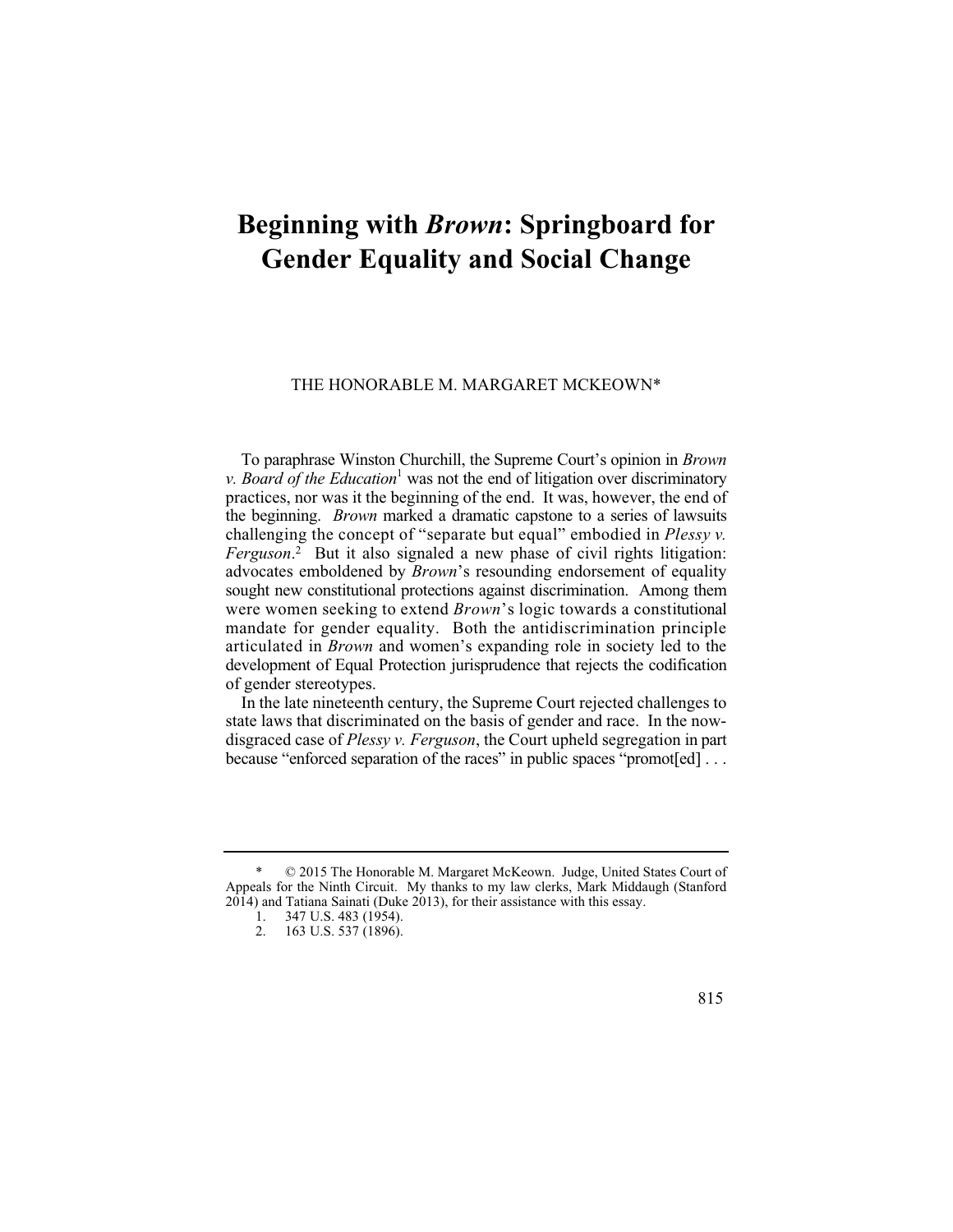# Beginning with *Brown*: Springboard for Gender Equality and Social Change

THE HONORABLE M. MARGARET MCKEOWN*

To paraphrase Winston Churchill, the Supreme Court's opinion in *Brown v. Board of the Education*[1] was not the end of litigation over discriminatory practices, nor was it the beginning of the end. It was, however, the end of the beginning. *Brown* marked a dramatic capstone to a series of lawsuits challenging the concept of "separate but equal" embodied in *Plessy v. Ferguson*.[2] But it also signaled a new phase of civil rights litigation: advocates emboldened by *Brown*'s resounding endorsement of equality sought new constitutional protections against discrimination. Among them were women seeking to extend *Brown*'s logic towards a constitutional mandate for gender equality. Both the antidiscrimination principle articulated in *Brown* and women's expanding role in society led to the development of Equal Protection jurisprudence that rejects the codification of gender stereotypes.

In the late nineteenth century, the Supreme Court rejected challenges to state laws that discriminated on the basis of gender and race. In the now-disgraced case of *Plessy v. Ferguson*, the Court upheld segregation in part because "enforced separation of the races" in public spaces "promot[ed] . . .

---

\* © 2015 The Honorable M. Margaret McKeown. Judge, United States Court of Appeals for the Ninth Circuit. My thanks to my law clerks, Mark Middaugh (Stanford 2014) and Tatiana Sainati (Duke 2013), for their assistance with this essay.

1. 347 U.S. 483 (1954).
2. 163 U.S. 537 (1896).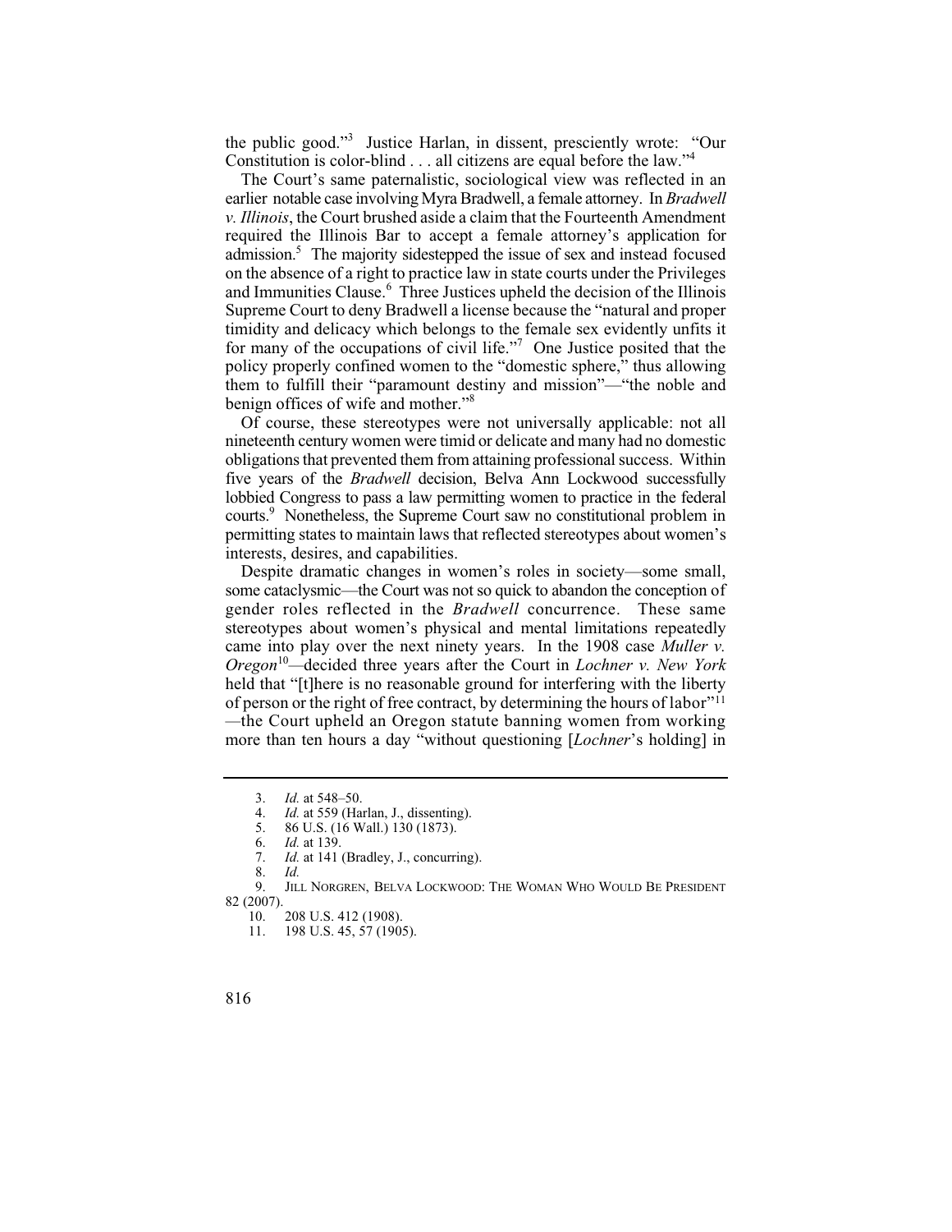the public good."[3] Justice Harlan, in dissent, presciently wrote: "Our Constitution is color-blind . . . all citizens are equal before the law."[4]

The Court's same paternalistic, sociological view was reflected in an earlier notable case involving Myra Bradwell, a female attorney. In *Bradwell v. Illinois*, the Court brushed aside a claim that the Fourteenth Amendment required the Illinois Bar to accept a female attorney's application for admission.[5] The majority sidestepped the issue of sex and instead focused on the absence of a right to practice law in state courts under the Privileges and Immunities Clause.[6] Three Justices upheld the decision of the Illinois Supreme Court to deny Bradwell a license because the "natural and proper timidity and delicacy which belongs to the female sex evidently unfits it for many of the occupations of civil life."[7] One Justice posited that the policy properly confined women to the "domestic sphere," thus allowing them to fulfill their "paramount destiny and mission"—"the noble and benign offices of wife and mother."[8]

Of course, these stereotypes were not universally applicable: not all nineteenth century women were timid or delicate and many had no domestic obligations that prevented them from attaining professional success. Within five years of the *Bradwell* decision, Belva Ann Lockwood successfully lobbied Congress to pass a law permitting women to practice in the federal courts.[9] Nonetheless, the Supreme Court saw no constitutional problem in permitting states to maintain laws that reflected stereotypes about women's interests, desires, and capabilities.

Despite dramatic changes in women's roles in society—some small, some cataclysmic—the Court was not so quick to abandon the conception of gender roles reflected in the *Bradwell* concurrence. These same stereotypes about women's physical and mental limitations repeatedly came into play over the next ninety years. In the 1908 case *Muller v. Oregon*[10]—decided three years after the Court in *Lochner v. New York* held that "[t]here is no reasonable ground for interfering with the liberty of person or the right of free contract, by determining the hours of labor"[11] —the Court upheld an Oregon statute banning women from working more than ten hours a day "without questioning [*Lochner*'s holding] in

---

3. *Id.* at 548–50.
4. *Id.* at 559 (Harlan, J., dissenting).
5. 86 U.S. (16 Wall.) 130 (1873).
6. *Id.* at 139.
7. *Id.* at 141 (Bradley, J., concurring).
8. *Id.*
9. JILL NORGREN, BELVA LOCKWOOD: THE WOMAN WHO WOULD BE PRESIDENT 82 (2007).
10. 208 U.S. 412 (1908).
11. 198 U.S. 45, 57 (1905).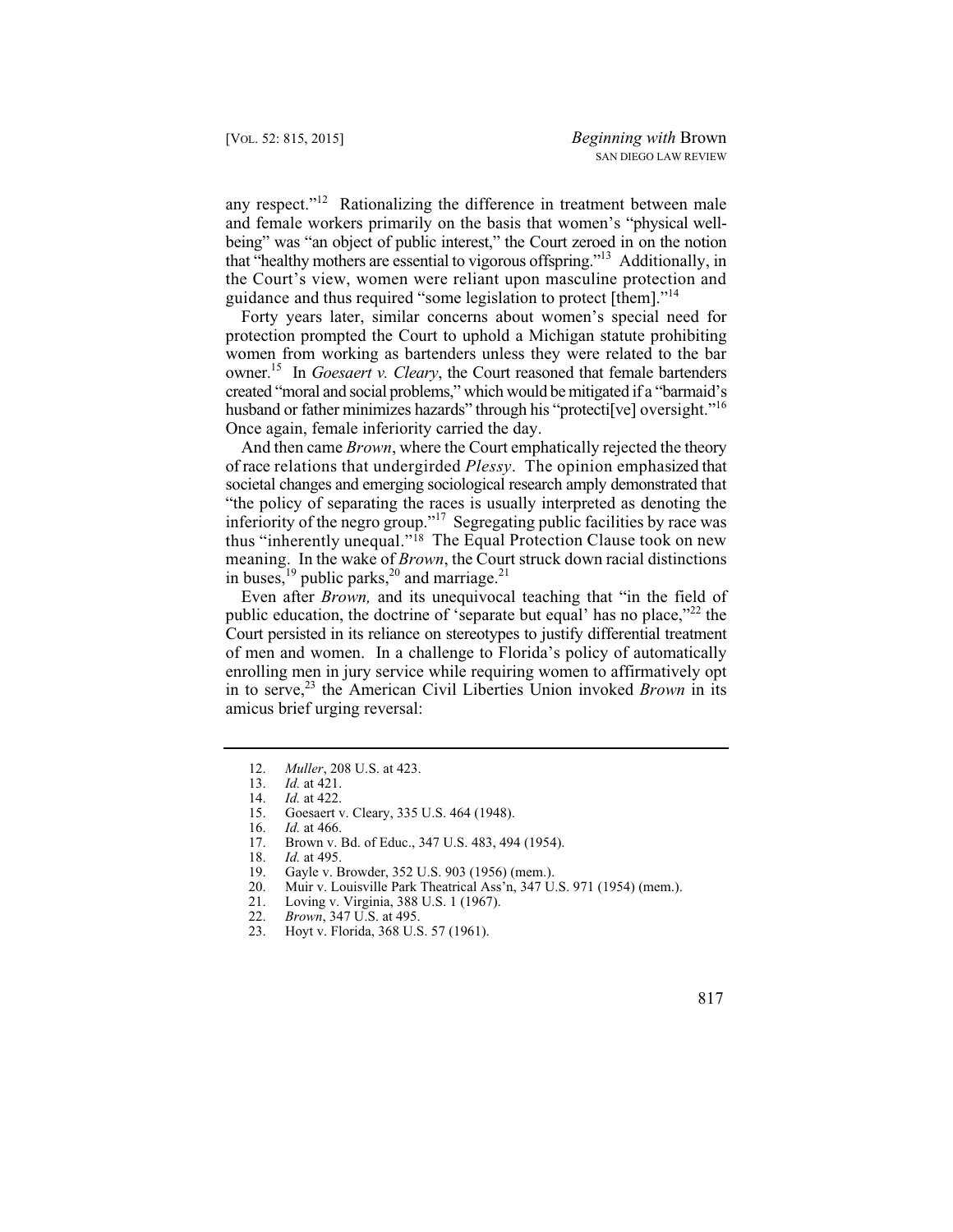any respect."[12] Rationalizing the difference in treatment between male and female workers primarily on the basis that women's "physical well-being" was "an object of public interest," the Court zeroed in on the notion that "healthy mothers are essential to vigorous offspring."[13] Additionally, in the Court's view, women were reliant upon masculine protection and guidance and thus required "some legislation to protect [them]."[14]

Forty years later, similar concerns about women's special need for protection prompted the Court to uphold a Michigan statute prohibiting women from working as bartenders unless they were related to the bar owner.[15] In *Goesaert v. Cleary*, the Court reasoned that female bartenders created "moral and social problems," which would be mitigated if a "barmaid's husband or father minimizes hazards" through his "protecti[ve] oversight."[16] Once again, female inferiority carried the day.

And then came *Brown*, where the Court emphatically rejected the theory of race relations that undergirded *Plessy*. The opinion emphasized that societal changes and emerging sociological research amply demonstrated that "the policy of separating the races is usually interpreted as denoting the inferiority of the negro group."[17] Segregating public facilities by race was thus "inherently unequal."[18] The Equal Protection Clause took on new meaning. In the wake of *Brown*, the Court struck down racial distinctions in buses,[19] public parks,[20] and marriage.[21]

Even after *Brown,* and its unequivocal teaching that "in the field of public education, the doctrine of 'separate but equal' has no place,"[22] the Court persisted in its reliance on stereotypes to justify differential treatment of men and women. In a challenge to Florida's policy of automatically enrolling men in jury service while requiring women to affirmatively opt in to serve,[23] the American Civil Liberties Union invoked *Brown* in its amicus brief urging reversal:

---

12. *Muller*, 208 U.S. at 423.
13. *Id.* at 421.
14. *Id.* at 422.
15. Goesaert v. Cleary, 335 U.S. 464 (1948).
16. *Id.* at 466.
17. Brown v. Bd. of Educ., 347 U.S. 483, 494 (1954).
18. *Id.* at 495.
19. Gayle v. Browder, 352 U.S. 903 (1956) (mem.).
20. Muir v. Louisville Park Theatrical Ass'n, 347 U.S. 971 (1954) (mem.).
21. Loving v. Virginia, 388 U.S. 1 (1967).
22. *Brown*, 347 U.S. at 495.
23. Hoyt v. Florida, 368 U.S. 57 (1961).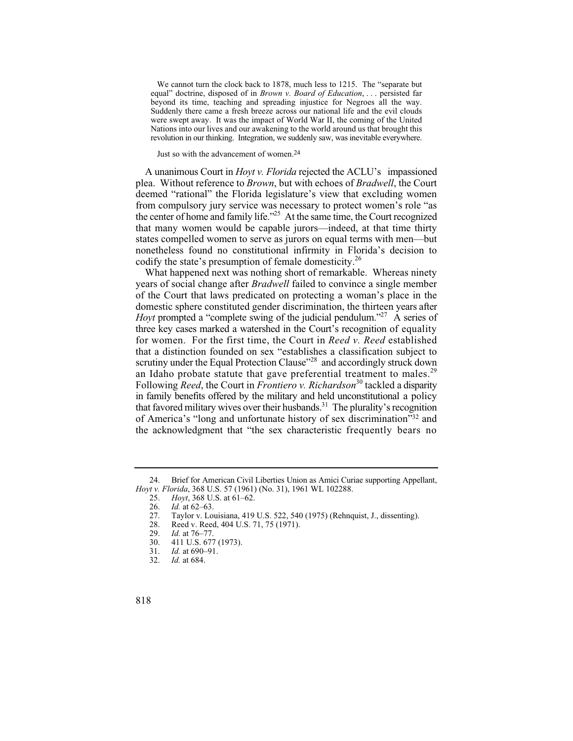> We cannot turn the clock back to 1878, much less to 1215. The "separate but equal" doctrine, disposed of in *Brown v. Board of Education*, . . . persisted far beyond its time, teaching and spreading injustice for Negroes all the way. Suddenly there came a fresh breeze across our national life and the evil clouds were swept away. It was the impact of World War II, the coming of the United Nations into our lives and our awakening to the world around us that brought this revolution in our thinking. Integration, we suddenly saw, was inevitable everywhere.
>
> Just so with the advancement of women.[24]

A unanimous Court in *Hoyt v. Florida* rejected the ACLU's impassioned plea. Without reference to *Brown*, but with echoes of *Bradwell*, the Court deemed "rational" the Florida legislature's view that excluding women from compulsory jury service was necessary to protect women's role "as the center of home and family life."[25] At the same time, the Court recognized that many women would be capable jurors—indeed, at that time thirty states compelled women to serve as jurors on equal terms with men—but nonetheless found no constitutional infirmity in Florida's decision to codify the state's presumption of female domesticity.[26]

What happened next was nothing short of remarkable. Whereas ninety years of social change after *Bradwell* failed to convince a single member of the Court that laws predicated on protecting a woman's place in the domestic sphere constituted gender discrimination, the thirteen years after *Hoyt* prompted a "complete swing of the judicial pendulum."[27] A series of three key cases marked a watershed in the Court's recognition of equality for women. For the first time, the Court in *Reed v. Reed* established that a distinction founded on sex "establishes a classification subject to scrutiny under the Equal Protection Clause"[28] and accordingly struck down an Idaho probate statute that gave preferential treatment to males.[29] Following *Reed*, the Court in *Frontiero v. Richardson*[30] tackled a disparity in family benefits offered by the military and held unconstitutional a policy that favored military wives over their husbands.[31] The plurality's recognition of America's "long and unfortunate history of sex discrimination"[32] and the acknowledgment that "the sex characteristic frequently bears no

---

24. Brief for American Civil Liberties Union as Amici Curiae supporting Appellant, *Hoyt v. Florida*, 368 U.S. 57 (1961) (No. 31), 1961 WL 102288.

25. *Hoyt*, 368 U.S. at 61–62.

26. *Id.* at 62–63.

27. Taylor v. Louisiana, 419 U.S. 522, 540 (1975) (Rehnquist, J., dissenting).

28. Reed v. Reed, 404 U.S. 71, 75 (1971).

29. *Id.* at 76–77.

30. 411 U.S. 677 (1973).

31. *Id.* at 690–91.

32. *Id.* at 684.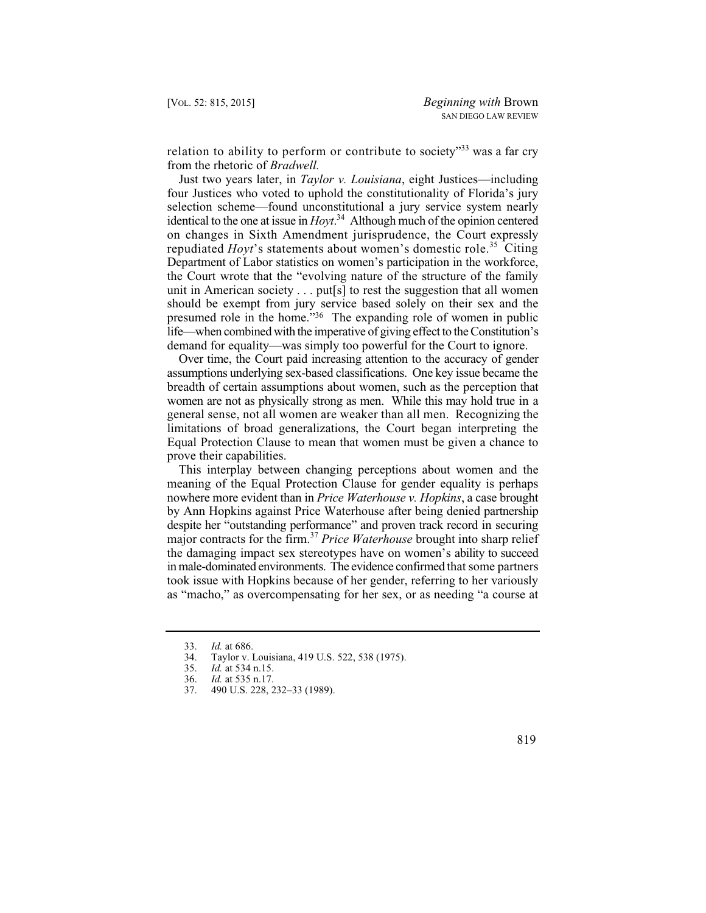relation to ability to perform or contribute to society"[33] was a far cry from the rhetoric of *Bradwell.*

Just two years later, in *Taylor v. Louisiana*, eight Justices—including four Justices who voted to uphold the constitutionality of Florida's jury selection scheme—found unconstitutional a jury service system nearly identical to the one at issue in *Hoyt*.[34] Although much of the opinion centered on changes in Sixth Amendment jurisprudence, the Court expressly repudiated *Hoyt*'s statements about women's domestic role.[35] Citing Department of Labor statistics on women's participation in the workforce, the Court wrote that the "evolving nature of the structure of the family unit in American society . . . put[s] to rest the suggestion that all women should be exempt from jury service based solely on their sex and the presumed role in the home."[36] The expanding role of women in public life—when combined with the imperative of giving effect to the Constitution's demand for equality—was simply too powerful for the Court to ignore.

Over time, the Court paid increasing attention to the accuracy of gender assumptions underlying sex-based classifications. One key issue became the breadth of certain assumptions about women, such as the perception that women are not as physically strong as men. While this may hold true in a general sense, not all women are weaker than all men. Recognizing the limitations of broad generalizations, the Court began interpreting the Equal Protection Clause to mean that women must be given a chance to prove their capabilities.

This interplay between changing perceptions about women and the meaning of the Equal Protection Clause for gender equality is perhaps nowhere more evident than in *Price Waterhouse v. Hopkins*, a case brought by Ann Hopkins against Price Waterhouse after being denied partnership despite her "outstanding performance" and proven track record in securing major contracts for the firm.[37] *Price Waterhouse* brought into sharp relief the damaging impact sex stereotypes have on women's ability to succeed in male-dominated environments. The evidence confirmed that some partners took issue with Hopkins because of her gender, referring to her variously as "macho," as overcompensating for her sex, or as needing "a course at

---

33. *Id.* at 686.
34. Taylor v. Louisiana, 419 U.S. 522, 538 (1975).
35. *Id.* at 534 n.15.
36. *Id.* at 535 n.17.
37. 490 U.S. 228, 232–33 (1989).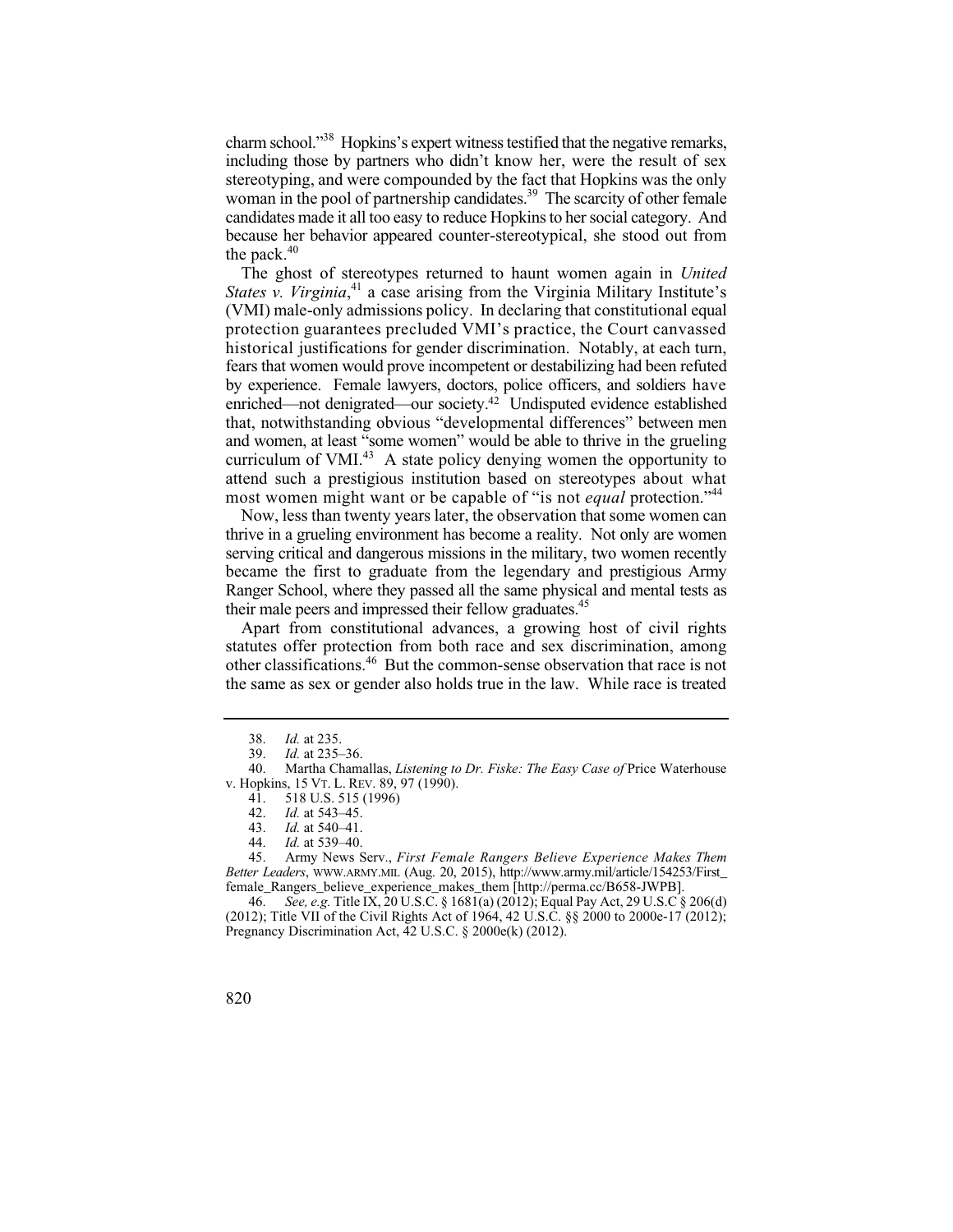charm school."[38] Hopkins's expert witness testified that the negative remarks, including those by partners who didn't know her, were the result of sex stereotyping, and were compounded by the fact that Hopkins was the only woman in the pool of partnership candidates.[39] The scarcity of other female candidates made it all too easy to reduce Hopkins to her social category. And because her behavior appeared counter-stereotypical, she stood out from the pack.[40]

The ghost of stereotypes returned to haunt women again in *United States v. Virginia*,[41] a case arising from the Virginia Military Institute's (VMI) male-only admissions policy. In declaring that constitutional equal protection guarantees precluded VMI's practice, the Court canvassed historical justifications for gender discrimination. Notably, at each turn, fears that women would prove incompetent or destabilizing had been refuted by experience. Female lawyers, doctors, police officers, and soldiers have enriched—not denigrated—our society.[42] Undisputed evidence established that, notwithstanding obvious "developmental differences" between men and women, at least "some women" would be able to thrive in the grueling curriculum of VMI.[43] A state policy denying women the opportunity to attend such a prestigious institution based on stereotypes about what most women might want or be capable of "is not *equal* protection."[44]

Now, less than twenty years later, the observation that some women can thrive in a grueling environment has become a reality. Not only are women serving critical and dangerous missions in the military, two women recently became the first to graduate from the legendary and prestigious Army Ranger School, where they passed all the same physical and mental tests as their male peers and impressed their fellow graduates.[45]

Apart from constitutional advances, a growing host of civil rights statutes offer protection from both race and sex discrimination, among other classifications.[46] But the common-sense observation that race is not the same as sex or gender also holds true in the law. While race is treated

---

38. *Id.* at 235.

39. *Id.* at 235–36.

40. Martha Chamallas, *Listening to Dr. Fiske: The Easy Case of* Price Waterhouse v. Hopkins, 15 VT. L. REV. 89, 97 (1990).

41. 518 U.S. 515 (1996)

42. *Id.* at 543–45.

43. *Id.* at 540–41.

44. *Id.* at 539–40.

45. Army News Serv., *First Female Rangers Believe Experience Makes Them Better Leaders*, WWW.ARMY.MIL (Aug. 20, 2015), http://www.army.mil/article/154253/First_female_Rangers_believe_experience_makes_them [http://perma.cc/B658-JWPB].

46. *See, e.g.* Title IX, 20 U.S.C. § 1681(a) (2012); Equal Pay Act, 29 U.S.C § 206(d) (2012); Title VII of the Civil Rights Act of 1964, 42 U.S.C. §§ 2000 to 2000e-17 (2012); Pregnancy Discrimination Act, 42 U.S.C. § 2000e(k) (2012).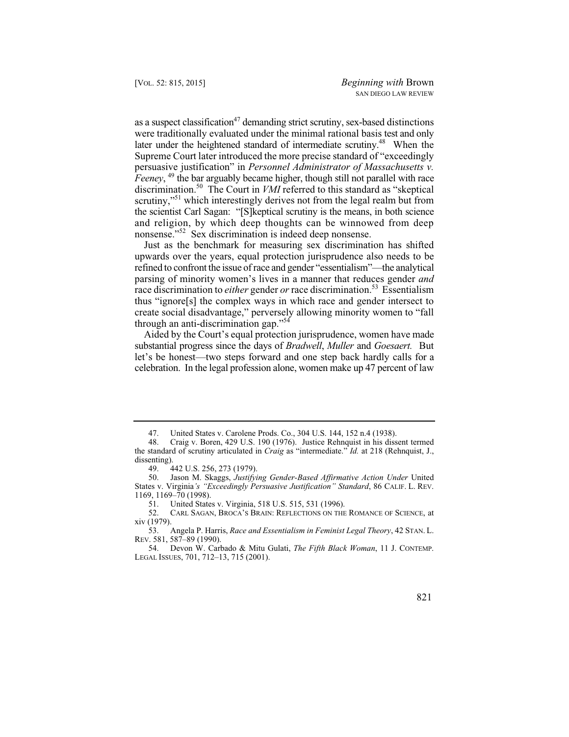as a suspect classification[47] demanding strict scrutiny, sex-based distinctions were traditionally evaluated under the minimal rational basis test and only later under the heightened standard of intermediate scrutiny.[48] When the Supreme Court later introduced the more precise standard of "exceedingly persuasive justification" in *Personnel Administrator of Massachusetts v. Feeney*, [49] the bar arguably became higher, though still not parallel with race discrimination.[50] The Court in *VMI* referred to this standard as "skeptical scrutiny,"[51] which interestingly derives not from the legal realm but from the scientist Carl Sagan: "[S]keptical scrutiny is the means, in both science and religion, by which deep thoughts can be winnowed from deep nonsense."[52] Sex discrimination is indeed deep nonsense.

Just as the benchmark for measuring sex discrimination has shifted upwards over the years, equal protection jurisprudence also needs to be refined to confront the issue of race and gender "essentialism"—the analytical parsing of minority women's lives in a manner that reduces gender *and* race discrimination to *either* gender *or* race discrimination.[53] Essentialism thus "ignore[s] the complex ways in which race and gender intersect to create social disadvantage," perversely allowing minority women to "fall through an anti-discrimination gap."[54]

Aided by the Court's equal protection jurisprudence, women have made substantial progress since the days of *Bradwell*, *Muller* and *Goesaert.* But let's be honest—two steps forward and one step back hardly calls for a celebration. In the legal profession alone, women make up 47 percent of law

---

47. United States v. Carolene Prods. Co., 304 U.S. 144, 152 n.4 (1938).

48. Craig v. Boren, 429 U.S. 190 (1976). Justice Rehnquist in his dissent termed the standard of scrutiny articulated in *Craig* as "intermediate." *Id.* at 218 (Rehnquist, J., dissenting).

49. 442 U.S. 256, 273 (1979).

50. Jason M. Skaggs, *Justifying Gender-Based Affirmative Action Under* United States v. Virginia*'s "Exceedingly Persuasive Justification" Standard*, 86 CALIF. L. REV. 1169, 1169–70 (1998).

51. United States v. Virginia, 518 U.S. 515, 531 (1996).

52. CARL SAGAN, BROCA'S BRAIN: REFLECTIONS ON THE ROMANCE OF SCIENCE, at xiv (1979).

53. Angela P. Harris, *Race and Essentialism in Feminist Legal Theory*, 42 STAN. L. REV. 581, 587–89 (1990).

54. Devon W. Carbado & Mitu Gulati, *The Fifth Black Woman*, 11 J. CONTEMP. LEGAL ISSUES, 701, 712–13, 715 (2001).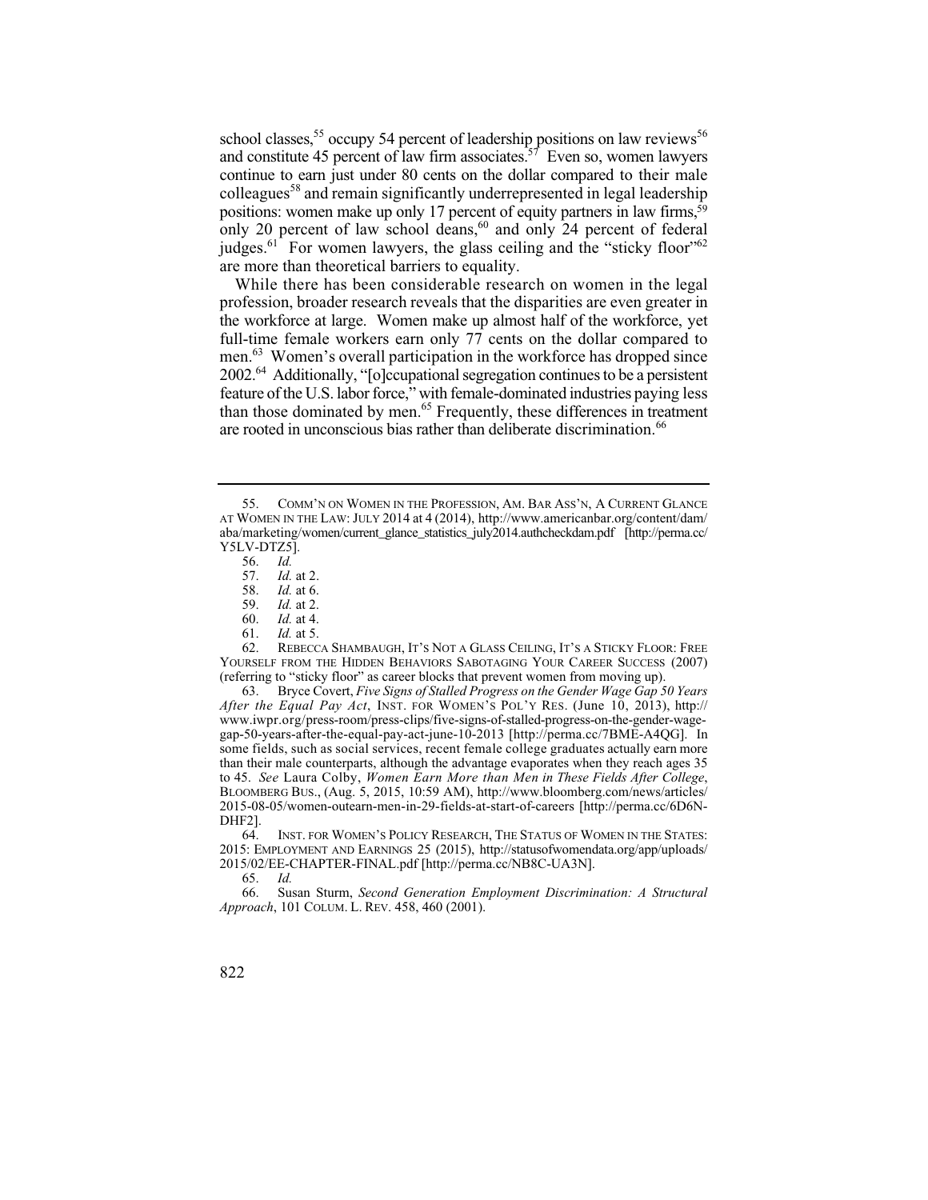school classes,[55] occupy 54 percent of leadership positions on law reviews[56] and constitute 45 percent of law firm associates.[57] Even so, women lawyers continue to earn just under 80 cents on the dollar compared to their male colleagues[58] and remain significantly underrepresented in legal leadership positions: women make up only 17 percent of equity partners in law firms,[59] only 20 percent of law school deans,[60] and only 24 percent of federal judges.[61] For women lawyers, the glass ceiling and the "sticky floor"[62] are more than theoretical barriers to equality.

While there has been considerable research on women in the legal profession, broader research reveals that the disparities are even greater in the workforce at large. Women make up almost half of the workforce, yet full-time female workers earn only 77 cents on the dollar compared to men.[63] Women's overall participation in the workforce has dropped since 2002.[64] Additionally, "[o]ccupational segregation continues to be a persistent feature of the U.S. labor force," with female-dominated industries paying less than those dominated by men.[65] Frequently, these differences in treatment are rooted in unconscious bias rather than deliberate discrimination.[66]

---

55. COMM'N ON WOMEN IN THE PROFESSION, AM. BAR ASS'N, A CURRENT GLANCE AT WOMEN IN THE LAW: JULY 2014 at 4 (2014), http://www.americanbar.org/content/dam/aba/marketing/women/current_glance_statistics_july2014.authcheckdam.pdf [http://perma.cc/Y5LV-DTZ5].

56. *Id.*

57. *Id.* at 2.

58. *Id.* at 6.

59. *Id.* at 2.

60. *Id.* at 4.

61. *Id.* at 5.

62. REBECCA SHAMBAUGH, IT'S NOT A GLASS CEILING, IT'S A STICKY FLOOR: FREE YOURSELF FROM THE HIDDEN BEHAVIORS SABOTAGING YOUR CAREER SUCCESS (2007) (referring to "sticky floor" as career blocks that prevent women from moving up).

63. Bryce Covert, *Five Signs of Stalled Progress on the Gender Wage Gap 50 Years After the Equal Pay Act*, INST. FOR WOMEN'S POL'Y RES. (June 10, 2013), http://www.iwpr.org/press-room/press-clips/five-signs-of-stalled-progress-on-the-gender-wage-gap-50-years-after-the-equal-pay-act-june-10-2013 [http://perma.cc/7BME-A4QG]. In some fields, such as social services, recent female college graduates actually earn more than their male counterparts, although the advantage evaporates when they reach ages 35 to 45. *See* Laura Colby, *Women Earn More than Men in These Fields After College*, BLOOMBERG BUS., (Aug. 5, 2015, 10:59 AM), http://www.bloomberg.com/news/articles/2015-08-05/women-outearn-men-in-29-fields-at-start-of-careers [http://perma.cc/6D6N-DHF2].

64. INST. FOR WOMEN'S POLICY RESEARCH, THE STATUS OF WOMEN IN THE STATES: 2015: EMPLOYMENT AND EARNINGS 25 (2015), http://statusofwomendata.org/app/uploads/2015/02/EE-CHAPTER-FINAL.pdf [http://perma.cc/NB8C-UA3N].

65. *Id.*

66. Susan Sturm, *Second Generation Employment Discrimination: A Structural Approach*, 101 COLUM. L. REV. 458, 460 (2001).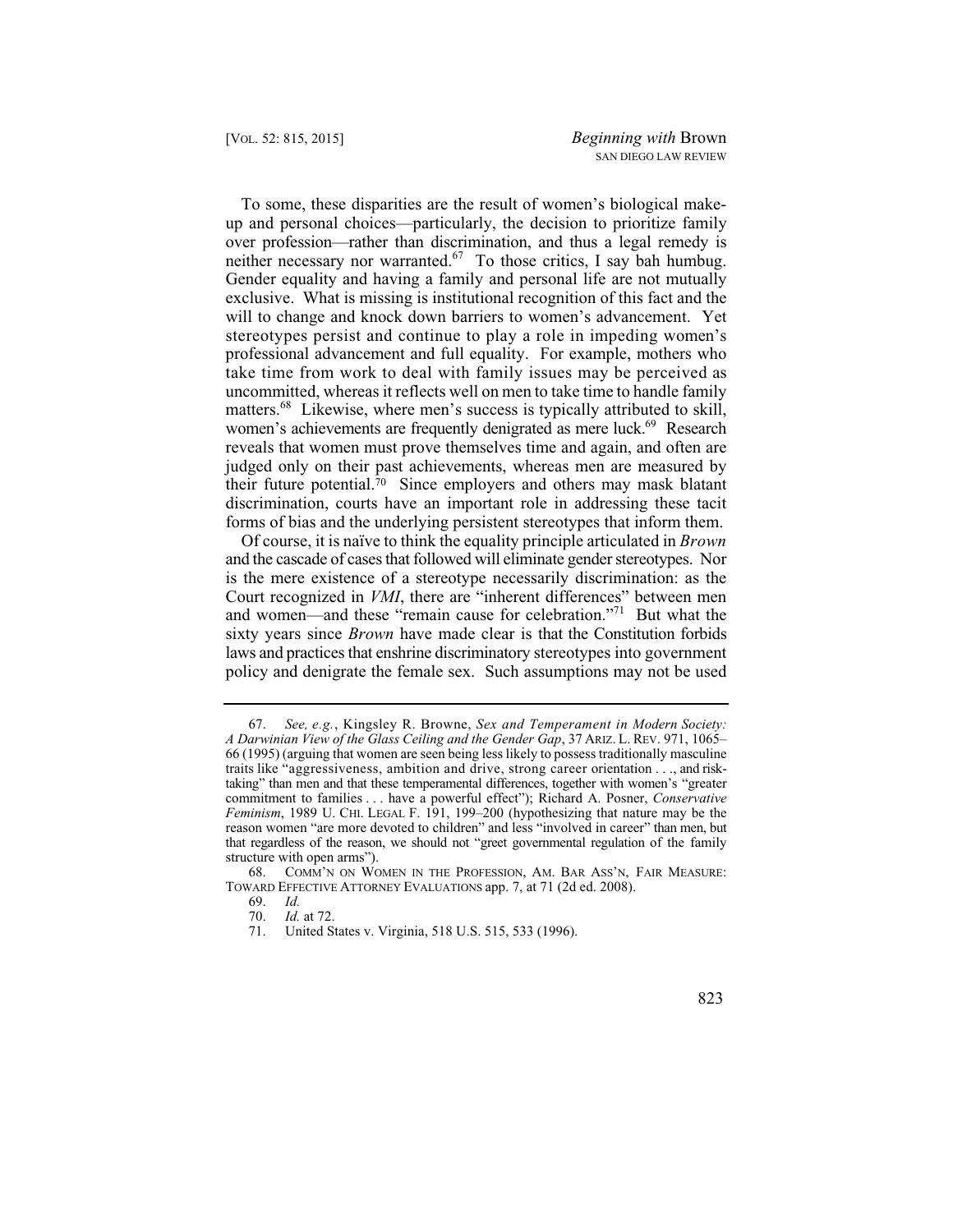To some, these disparities are the result of women's biological make-up and personal choices—particularly, the decision to prioritize family over profession—rather than discrimination, and thus a legal remedy is neither necessary nor warranted.[67] To those critics, I say bah humbug. Gender equality and having a family and personal life are not mutually exclusive. What is missing is institutional recognition of this fact and the will to change and knock down barriers to women's advancement. Yet stereotypes persist and continue to play a role in impeding women's professional advancement and full equality. For example, mothers who take time from work to deal with family issues may be perceived as uncommitted, whereas it reflects well on men to take time to handle family matters.[68] Likewise, where men's success is typically attributed to skill, women's achievements are frequently denigrated as mere luck.[69] Research reveals that women must prove themselves time and again, and often are judged only on their past achievements, whereas men are measured by their future potential.[70] Since employers and others may mask blatant discrimination, courts have an important role in addressing these tacit forms of bias and the underlying persistent stereotypes that inform them.

Of course, it is naïve to think the equality principle articulated in *Brown* and the cascade of cases that followed will eliminate gender stereotypes. Nor is the mere existence of a stereotype necessarily discrimination: as the Court recognized in *VMI*, there are "inherent differences" between men and women—and these "remain cause for celebration."[71] But what the sixty years since *Brown* have made clear is that the Constitution forbids laws and practices that enshrine discriminatory stereotypes into government policy and denigrate the female sex. Such assumptions may not be used

---

67. *See, e.g.*, Kingsley R. Browne, *Sex and Temperament in Modern Society: A Darwinian View of the Glass Ceiling and the Gender Gap*, 37 ARIZ. L. REV. 971, 1065–66 (1995) (arguing that women are seen being less likely to possess traditionally masculine traits like "aggressiveness, ambition and drive, strong career orientation . . ., and risk-taking" than men and that these temperamental differences, together with women's "greater commitment to families . . . have a powerful effect"); Richard A. Posner, *Conservative Feminism*, 1989 U. CHI. LEGAL F. 191, 199–200 (hypothesizing that nature may be the reason women "are more devoted to children" and less "involved in career" than men, but that regardless of the reason, we should not "greet governmental regulation of the family structure with open arms").

68. COMM'N ON WOMEN IN THE PROFESSION, AM. BAR ASS'N, FAIR MEASURE: TOWARD EFFECTIVE ATTORNEY EVALUATIONS app. 7, at 71 (2d ed. 2008).

69. *Id.*

70. *Id.* at 72.

71. United States v. Virginia, 518 U.S. 515, 533 (1996).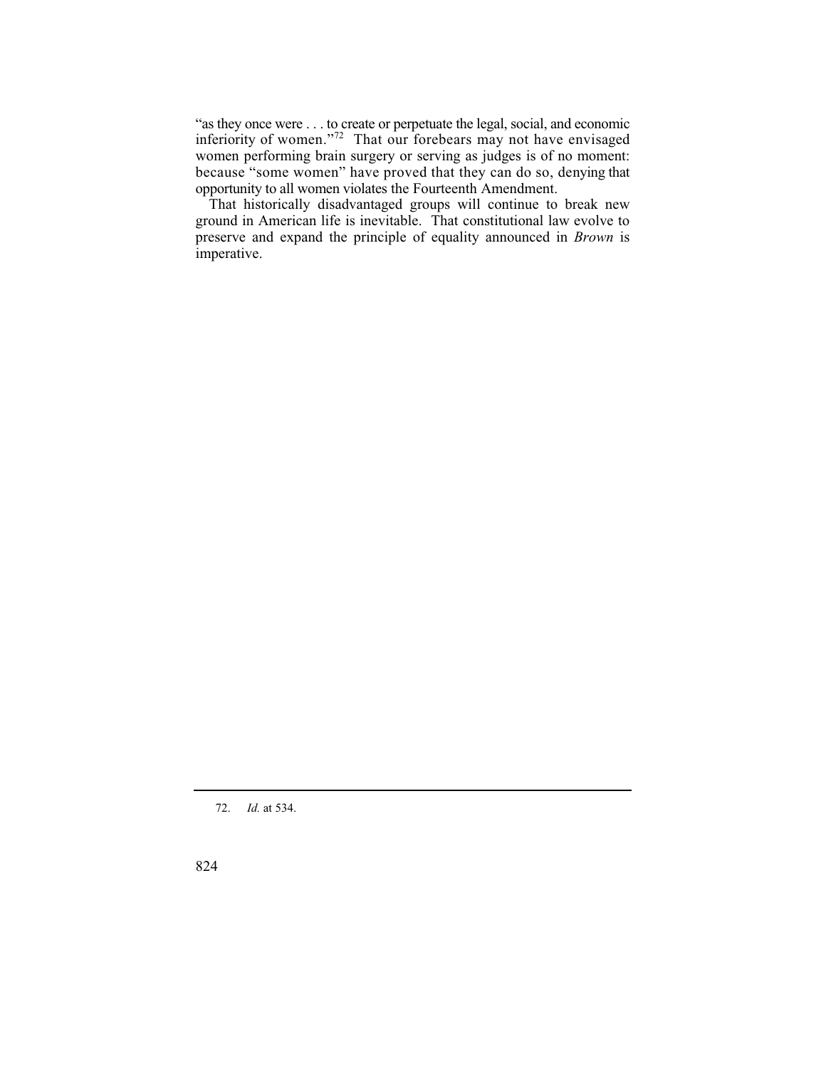"as they once were . . . to create or perpetuate the legal, social, and economic inferiority of women."[72] That our forebears may not have envisaged women performing brain surgery or serving as judges is of no moment: because "some women" have proved that they can do so, denying that opportunity to all women violates the Fourteenth Amendment.

That historically disadvantaged groups will continue to break new ground in American life is inevitable. That constitutional law evolve to preserve and expand the principle of equality announced in *Brown* is imperative.

---

72. *Id.* at 534.